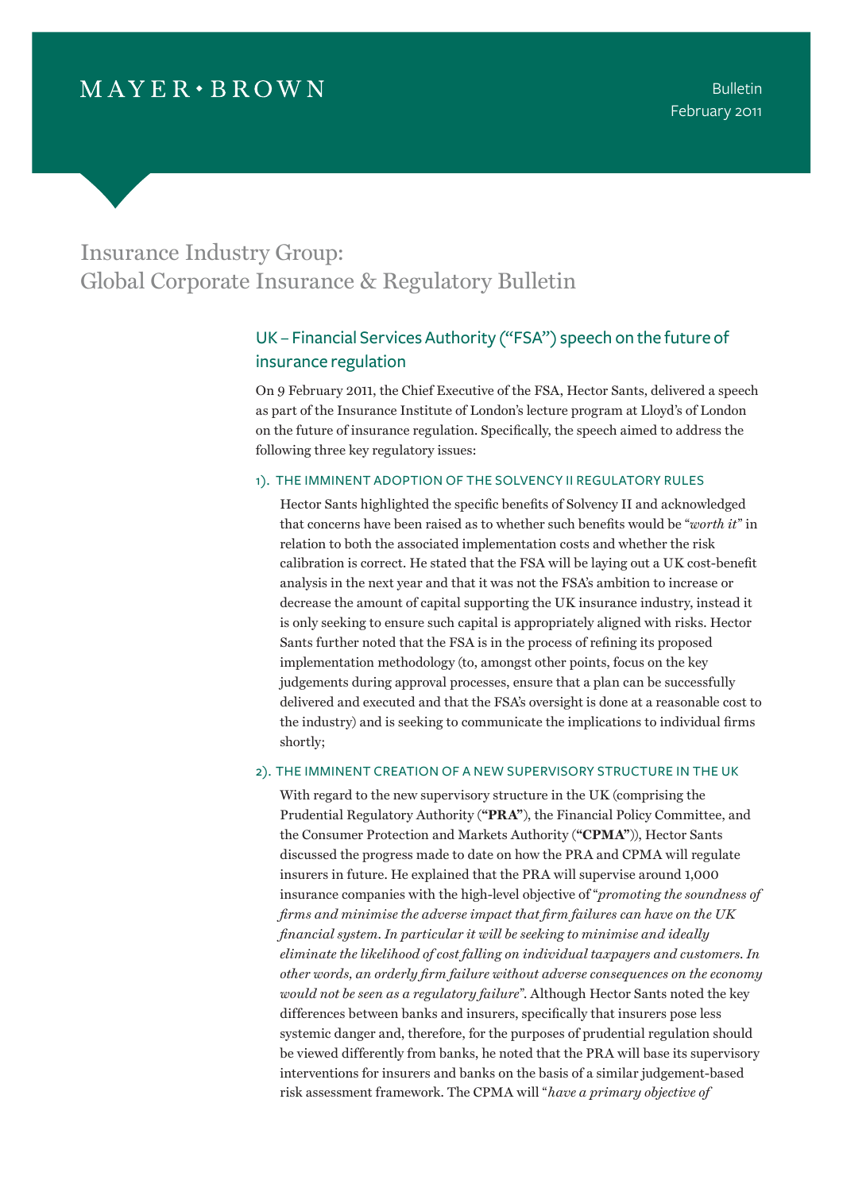MAYER • BROWN

Bulletin
February 2011

# Insurance Industry Group: Global Corporate Insurance & Regulatory Bulletin

## UK – Financial Services Authority ("FSA") speech on the future of insurance regulation

On 9 February 2011, the Chief Executive of the FSA, Hector Sants, delivered a speech as part of the Insurance Institute of London's lecture program at Lloyd's of London on the future of insurance regulation. Specifically, the speech aimed to address the following three key regulatory issues:

### 1). THE IMMINENT ADOPTION OF THE SOLVENCY II REGULATORY RULES

Hector Sants highlighted the specific benefits of Solvency II and acknowledged that concerns have been raised as to whether such benefits would be "*worth it*" in relation to both the associated implementation costs and whether the risk calibration is correct. He stated that the FSA will be laying out a UK cost-benefit analysis in the next year and that it was not the FSA's ambition to increase or decrease the amount of capital supporting the UK insurance industry, instead it is only seeking to ensure such capital is appropriately aligned with risks. Hector Sants further noted that the FSA is in the process of refining its proposed implementation methodology (to, amongst other points, focus on the key judgements during approval processes, ensure that a plan can be successfully delivered and executed and that the FSA's oversight is done at a reasonable cost to the industry) and is seeking to communicate the implications to individual firms shortly;

### 2). THE IMMINENT CREATION OF A NEW SUPERVISORY STRUCTURE IN THE UK

With regard to the new supervisory structure in the UK (comprising the Prudential Regulatory Authority (**"PRA"**), the Financial Policy Committee, and the Consumer Protection and Markets Authority (**"CPMA"**)), Hector Sants discussed the progress made to date on how the PRA and CPMA will regulate insurers in future. He explained that the PRA will supervise around 1,000 insurance companies with the high-level objective of "*promoting the soundness of firms and minimise the adverse impact that firm failures can have on the UK financial system. In particular it will be seeking to minimise and ideally eliminate the likelihood of cost falling on individual taxpayers and customers. In other words, an orderly firm failure without adverse consequences on the economy would not be seen as a regulatory failure*". Although Hector Sants noted the key differences between banks and insurers, specifically that insurers pose less systemic danger and, therefore, for the purposes of prudential regulation should be viewed differently from banks, he noted that the PRA will base its supervisory interventions for insurers and banks on the basis of a similar judgement-based risk assessment framework. The CPMA will "*have a primary objective of*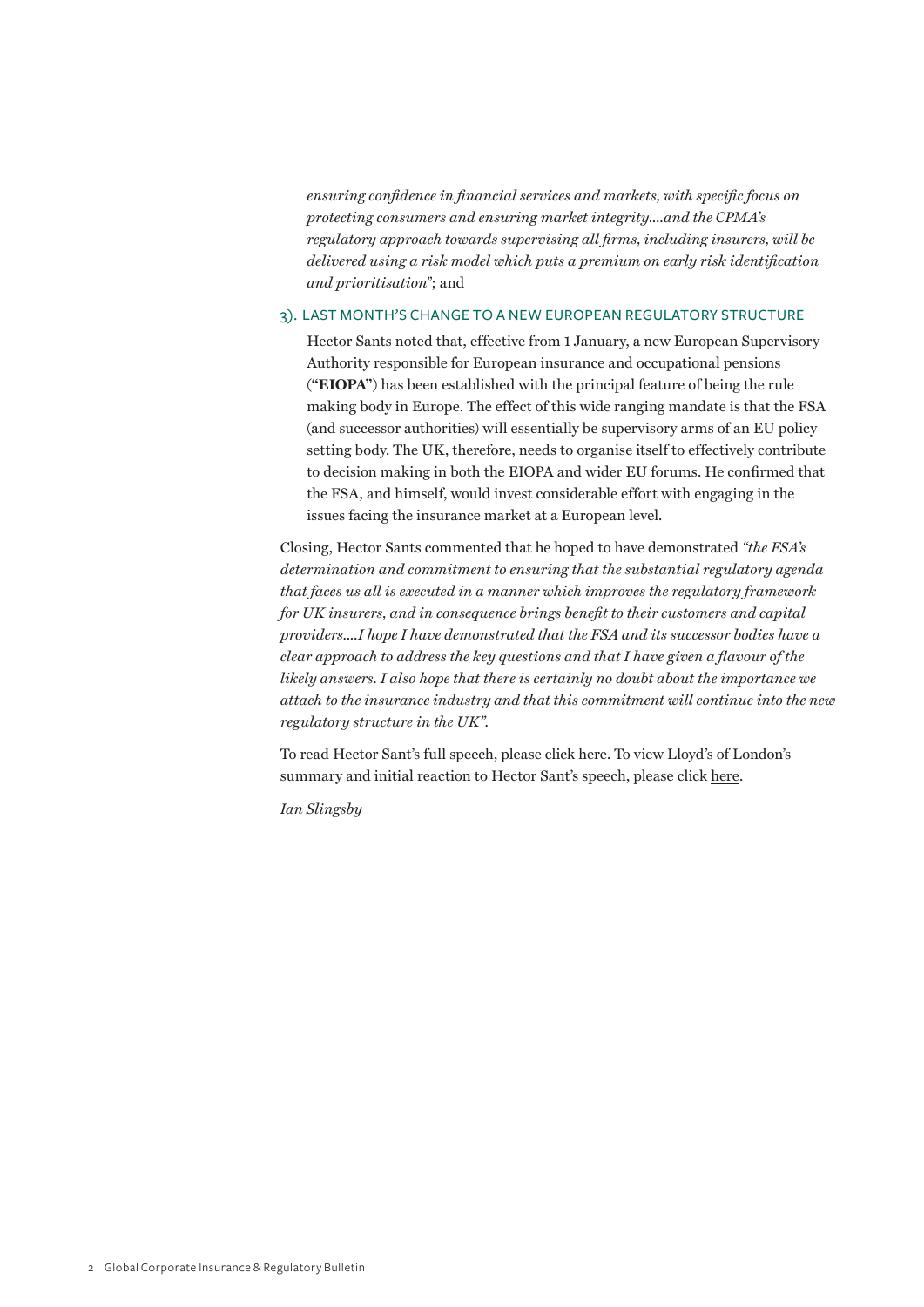*ensuring confidence in financial services and markets, with specific focus on protecting consumers and ensuring market integrity....and the CPMA's regulatory approach towards supervising all firms, including insurers, will be delivered using a risk model which puts a premium on early risk identification and prioritisation*"; and

3). LAST MONTH'S CHANGE TO A NEW EUROPEAN REGULATORY STRUCTURE

Hector Sants noted that, effective from 1 January, a new European Supervisory Authority responsible for European insurance and occupational pensions (**"EIOPA"**) has been established with the principal feature of being the rule making body in Europe. The effect of this wide ranging mandate is that the FSA (and successor authorities) will essentially be supervisory arms of an EU policy setting body. The UK, therefore, needs to organise itself to effectively contribute to decision making in both the EIOPA and wider EU forums. He confirmed that the FSA, and himself, would invest considerable effort with engaging in the issues facing the insurance market at a European level.

Closing, Hector Sants commented that he hoped to have demonstrated *"the FSA's determination and commitment to ensuring that the substantial regulatory agenda that faces us all is executed in a manner which improves the regulatory framework for UK insurers, and in consequence brings benefit to their customers and capital providers....I hope I have demonstrated that the FSA and its successor bodies have a clear approach to address the key questions and that I have given a flavour of the likely answers. I also hope that there is certainly no doubt about the importance we attach to the insurance industry and that this commitment will continue into the new regulatory structure in the UK"*.

To read Hector Sant's full speech, please click here. To view Lloyd's of London's summary and initial reaction to Hector Sant's speech, please click here.

*Ian Slingsby*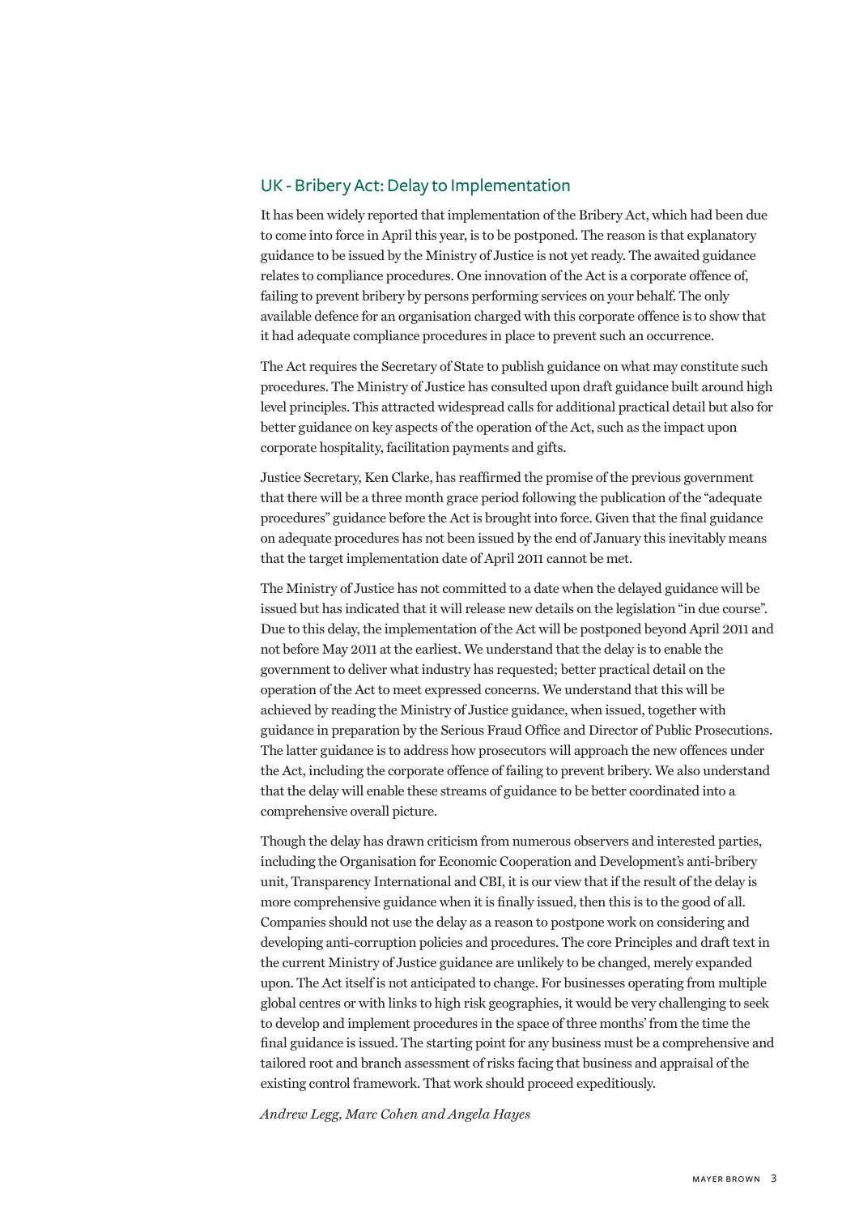## UK - Bribery Act: Delay to Implementation

It has been widely reported that implementation of the Bribery Act, which had been due to come into force in April this year, is to be postponed. The reason is that explanatory guidance to be issued by the Ministry of Justice is not yet ready. The awaited guidance relates to compliance procedures. One innovation of the Act is a corporate offence of, failing to prevent bribery by persons performing services on your behalf. The only available defence for an organisation charged with this corporate offence is to show that it had adequate compliance procedures in place to prevent such an occurrence.

The Act requires the Secretary of State to publish guidance on what may constitute such procedures. The Ministry of Justice has consulted upon draft guidance built around high level principles. This attracted widespread calls for additional practical detail but also for better guidance on key aspects of the operation of the Act, such as the impact upon corporate hospitality, facilitation payments and gifts.

Justice Secretary, Ken Clarke, has reaffirmed the promise of the previous government that there will be a three month grace period following the publication of the "adequate procedures" guidance before the Act is brought into force. Given that the final guidance on adequate procedures has not been issued by the end of January this inevitably means that the target implementation date of April 2011 cannot be met.

The Ministry of Justice has not committed to a date when the delayed guidance will be issued but has indicated that it will release new details on the legislation "in due course". Due to this delay, the implementation of the Act will be postponed beyond April 2011 and not before May 2011 at the earliest. We understand that the delay is to enable the government to deliver what industry has requested; better practical detail on the operation of the Act to meet expressed concerns. We understand that this will be achieved by reading the Ministry of Justice guidance, when issued, together with guidance in preparation by the Serious Fraud Office and Director of Public Prosecutions. The latter guidance is to address how prosecutors will approach the new offences under the Act, including the corporate offence of failing to prevent bribery. We also understand that the delay will enable these streams of guidance to be better coordinated into a comprehensive overall picture.

Though the delay has drawn criticism from numerous observers and interested parties, including the Organisation for Economic Cooperation and Development's anti-bribery unit, Transparency International and CBI, it is our view that if the result of the delay is more comprehensive guidance when it is finally issued, then this is to the good of all. Companies should not use the delay as a reason to postpone work on considering and developing anti-corruption policies and procedures. The core Principles and draft text in the current Ministry of Justice guidance are unlikely to be changed, merely expanded upon. The Act itself is not anticipated to change. For businesses operating from multiple global centres or with links to high risk geographies, it would be very challenging to seek to develop and implement procedures in the space of three months' from the time the final guidance is issued. The starting point for any business must be a comprehensive and tailored root and branch assessment of risks facing that business and appraisal of the existing control framework. That work should proceed expeditiously.

*Andrew Legg, Marc Cohen and Angela Hayes*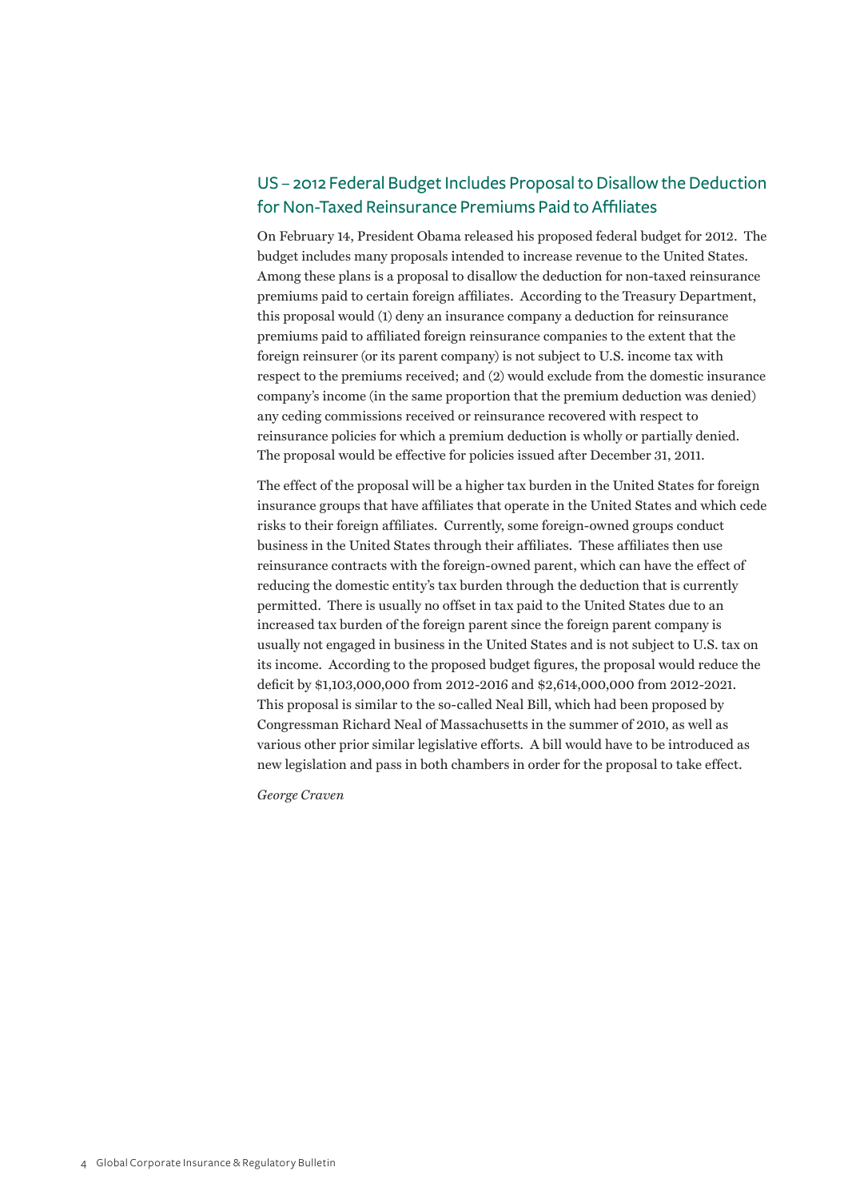## US – 2012 Federal Budget Includes Proposal to Disallow the Deduction for Non-Taxed Reinsurance Premiums Paid to Affiliates

On February 14, President Obama released his proposed federal budget for 2012. The budget includes many proposals intended to increase revenue to the United States. Among these plans is a proposal to disallow the deduction for non-taxed reinsurance premiums paid to certain foreign affiliates. According to the Treasury Department, this proposal would (1) deny an insurance company a deduction for reinsurance premiums paid to affiliated foreign reinsurance companies to the extent that the foreign reinsurer (or its parent company) is not subject to U.S. income tax with respect to the premiums received; and (2) would exclude from the domestic insurance company's income (in the same proportion that the premium deduction was denied) any ceding commissions received or reinsurance recovered with respect to reinsurance policies for which a premium deduction is wholly or partially denied. The proposal would be effective for policies issued after December 31, 2011.

The effect of the proposal will be a higher tax burden in the United States for foreign insurance groups that have affiliates that operate in the United States and which cede risks to their foreign affiliates. Currently, some foreign-owned groups conduct business in the United States through their affiliates. These affiliates then use reinsurance contracts with the foreign-owned parent, which can have the effect of reducing the domestic entity's tax burden through the deduction that is currently permitted. There is usually no offset in tax paid to the United States due to an increased tax burden of the foreign parent since the foreign parent company is usually not engaged in business in the United States and is not subject to U.S. tax on its income. According to the proposed budget figures, the proposal would reduce the deficit by $1,103,000,000 from 2012-2016 and $2,614,000,000 from 2012-2021. This proposal is similar to the so-called Neal Bill, which had been proposed by Congressman Richard Neal of Massachusetts in the summer of 2010, as well as various other prior similar legislative efforts. A bill would have to be introduced as new legislation and pass in both chambers in order for the proposal to take effect.

*George Craven*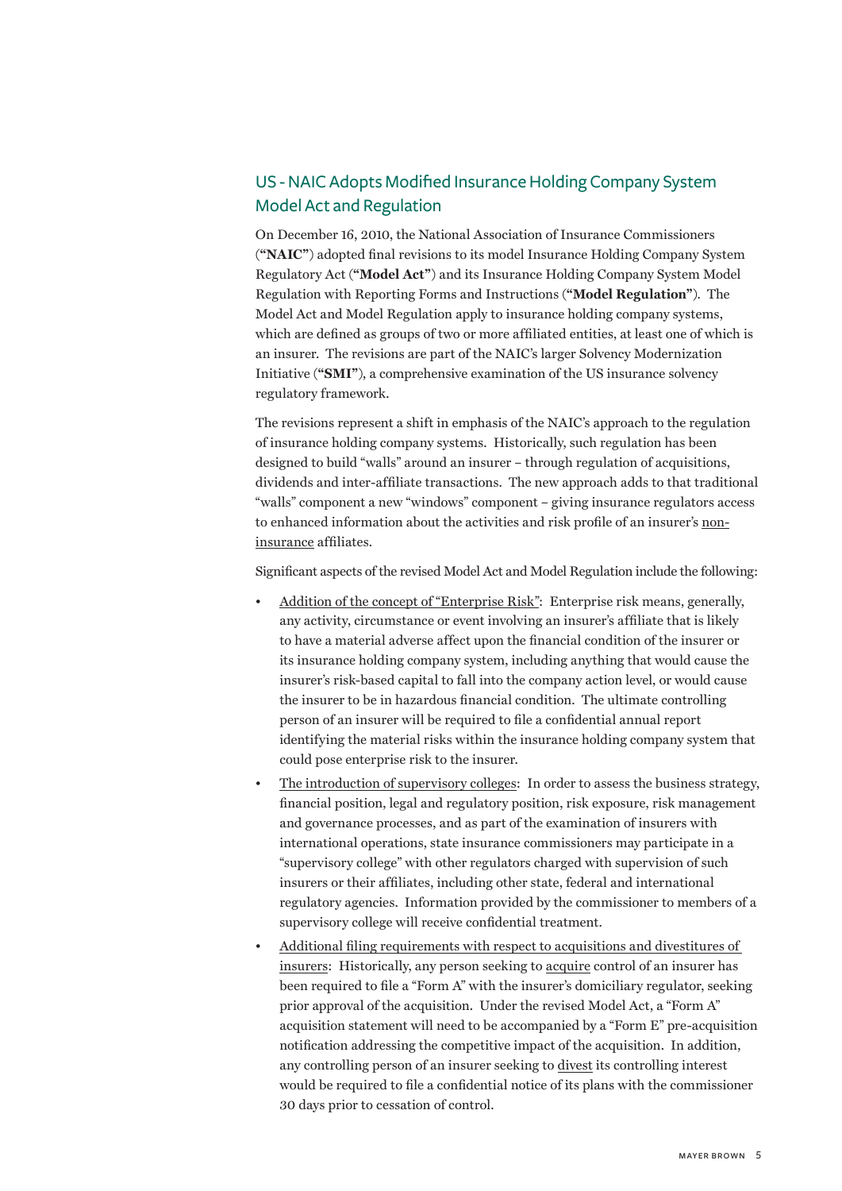## US - NAIC Adopts Modified Insurance Holding Company System Model Act and Regulation

On December 16, 2010, the National Association of Insurance Commissioners (**"NAIC"**) adopted final revisions to its model Insurance Holding Company System Regulatory Act (**"Model Act"**) and its Insurance Holding Company System Model Regulation with Reporting Forms and Instructions (**"Model Regulation"**). The Model Act and Model Regulation apply to insurance holding company systems, which are defined as groups of two or more affiliated entities, at least one of which is an insurer. The revisions are part of the NAIC's larger Solvency Modernization Initiative (**"SMI"**), a comprehensive examination of the US insurance solvency regulatory framework.

The revisions represent a shift in emphasis of the NAIC's approach to the regulation of insurance holding company systems. Historically, such regulation has been designed to build "walls" around an insurer – through regulation of acquisitions, dividends and inter-affiliate transactions. The new approach adds to that traditional "walls" component a new "windows" component – giving insurance regulators access to enhanced information about the activities and risk profile of an insurer's <u>non-insurance</u> affiliates.

Significant aspects of the revised Model Act and Model Regulation include the following:

- <u>Addition of the concept of "Enterprise Risk"</u>: Enterprise risk means, generally, any activity, circumstance or event involving an insurer's affiliate that is likely to have a material adverse affect upon the financial condition of the insurer or its insurance holding company system, including anything that would cause the insurer's risk-based capital to fall into the company action level, or would cause the insurer to be in hazardous financial condition. The ultimate controlling person of an insurer will be required to file a confidential annual report identifying the material risks within the insurance holding company system that could pose enterprise risk to the insurer.
- <u>The introduction of supervisory colleges</u>: In order to assess the business strategy, financial position, legal and regulatory position, risk exposure, risk management and governance processes, and as part of the examination of insurers with international operations, state insurance commissioners may participate in a "supervisory college" with other regulators charged with supervision of such insurers or their affiliates, including other state, federal and international regulatory agencies. Information provided by the commissioner to members of a supervisory college will receive confidential treatment.
- <u>Additional filing requirements with respect to acquisitions and divestitures of insurers</u>: Historically, any person seeking to <u>acquire</u> control of an insurer has been required to file a "Form A" with the insurer's domiciliary regulator, seeking prior approval of the acquisition. Under the revised Model Act, a "Form A" acquisition statement will need to be accompanied by a "Form E" pre-acquisition notification addressing the competitive impact of the acquisition. In addition, any controlling person of an insurer seeking to <u>divest</u> its controlling interest would be required to file a confidential notice of its plans with the commissioner 30 days prior to cessation of control.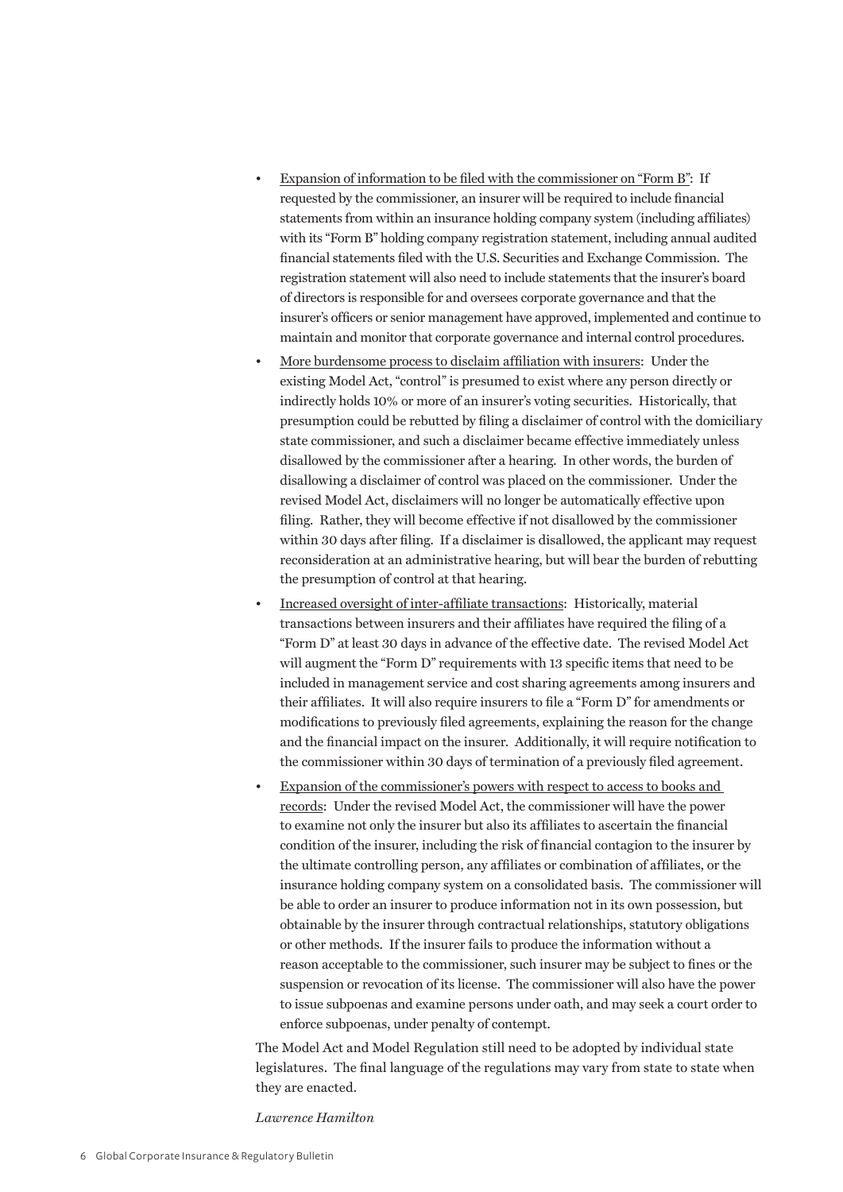- Expansion of information to be filed with the commissioner on "Form B": If requested by the commissioner, an insurer will be required to include financial statements from within an insurance holding company system (including affiliates) with its "Form B" holding company registration statement, including annual audited financial statements filed with the U.S. Securities and Exchange Commission. The registration statement will also need to include statements that the insurer's board of directors is responsible for and oversees corporate governance and that the insurer's officers or senior management have approved, implemented and continue to maintain and monitor that corporate governance and internal control procedures.
- More burdensome process to disclaim affiliation with insurers: Under the existing Model Act, "control" is presumed to exist where any person directly or indirectly holds 10% or more of an insurer's voting securities. Historically, that presumption could be rebutted by filing a disclaimer of control with the domiciliary state commissioner, and such a disclaimer became effective immediately unless disallowed by the commissioner after a hearing. In other words, the burden of disallowing a disclaimer of control was placed on the commissioner. Under the revised Model Act, disclaimers will no longer be automatically effective upon filing. Rather, they will become effective if not disallowed by the commissioner within 30 days after filing. If a disclaimer is disallowed, the applicant may request reconsideration at an administrative hearing, but will bear the burden of rebutting the presumption of control at that hearing.
- Increased oversight of inter-affiliate transactions: Historically, material transactions between insurers and their affiliates have required the filing of a "Form D" at least 30 days in advance of the effective date. The revised Model Act will augment the "Form D" requirements with 13 specific items that need to be included in management service and cost sharing agreements among insurers and their affiliates. It will also require insurers to file a "Form D" for amendments or modifications to previously filed agreements, explaining the reason for the change and the financial impact on the insurer. Additionally, it will require notification to the commissioner within 30 days of termination of a previously filed agreement.
- Expansion of the commissioner's powers with respect to access to books and records: Under the revised Model Act, the commissioner will have the power to examine not only the insurer but also its affiliates to ascertain the financial condition of the insurer, including the risk of financial contagion to the insurer by the ultimate controlling person, any affiliates or combination of affiliates, or the insurance holding company system on a consolidated basis. The commissioner will be able to order an insurer to produce information not in its own possession, but obtainable by the insurer through contractual relationships, statutory obligations or other methods. If the insurer fails to produce the information without a reason acceptable to the commissioner, such insurer may be subject to fines or the suspension or revocation of its license. The commissioner will also have the power to issue subpoenas and examine persons under oath, and may seek a court order to enforce subpoenas, under penalty of contempt.

The Model Act and Model Regulation still need to be adopted by individual state legislatures. The final language of the regulations may vary from state to state when they are enacted.

*Lawrence Hamilton*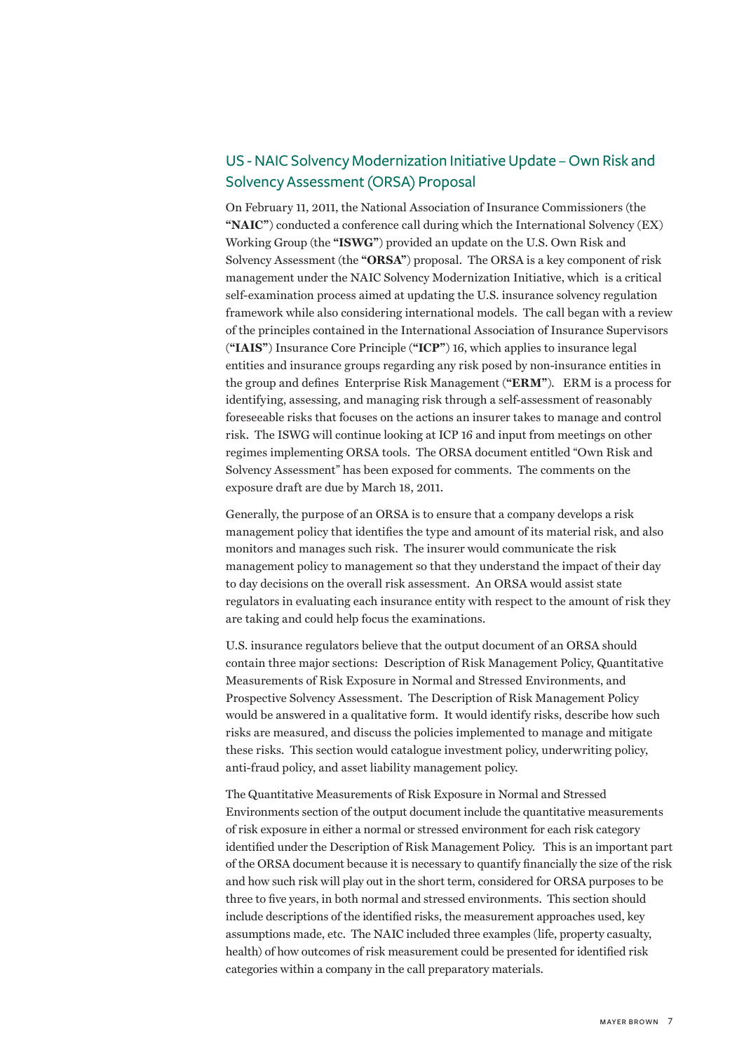## US - NAIC Solvency Modernization Initiative Update – Own Risk and Solvency Assessment (ORSA) Proposal

On February 11, 2011, the National Association of Insurance Commissioners (the **"NAIC"**) conducted a conference call during which the International Solvency (EX) Working Group (the **"ISWG"**) provided an update on the U.S. Own Risk and Solvency Assessment (the **"ORSA"**) proposal. The ORSA is a key component of risk management under the NAIC Solvency Modernization Initiative, which is a critical self-examination process aimed at updating the U.S. insurance solvency regulation framework while also considering international models. The call began with a review of the principles contained in the International Association of Insurance Supervisors (**"IAIS"**) Insurance Core Principle (**"ICP"**) 16, which applies to insurance legal entities and insurance groups regarding any risk posed by non-insurance entities in the group and defines Enterprise Risk Management (**"ERM"**). ERM is a process for identifying, assessing, and managing risk through a self-assessment of reasonably foreseeable risks that focuses on the actions an insurer takes to manage and control risk. The ISWG will continue looking at ICP 16 and input from meetings on other regimes implementing ORSA tools. The ORSA document entitled "Own Risk and Solvency Assessment" has been exposed for comments. The comments on the exposure draft are due by March 18, 2011.

Generally, the purpose of an ORSA is to ensure that a company develops a risk management policy that identifies the type and amount of its material risk, and also monitors and manages such risk. The insurer would communicate the risk management policy to management so that they understand the impact of their day to day decisions on the overall risk assessment. An ORSA would assist state regulators in evaluating each insurance entity with respect to the amount of risk they are taking and could help focus the examinations.

U.S. insurance regulators believe that the output document of an ORSA should contain three major sections: Description of Risk Management Policy, Quantitative Measurements of Risk Exposure in Normal and Stressed Environments, and Prospective Solvency Assessment. The Description of Risk Management Policy would be answered in a qualitative form. It would identify risks, describe how such risks are measured, and discuss the policies implemented to manage and mitigate these risks. This section would catalogue investment policy, underwriting policy, anti-fraud policy, and asset liability management policy.

The Quantitative Measurements of Risk Exposure in Normal and Stressed Environments section of the output document include the quantitative measurements of risk exposure in either a normal or stressed environment for each risk category identified under the Description of Risk Management Policy. This is an important part of the ORSA document because it is necessary to quantify financially the size of the risk and how such risk will play out in the short term, considered for ORSA purposes to be three to five years, in both normal and stressed environments. This section should include descriptions of the identified risks, the measurement approaches used, key assumptions made, etc. The NAIC included three examples (life, property casualty, health) of how outcomes of risk measurement could be presented for identified risk categories within a company in the call preparatory materials.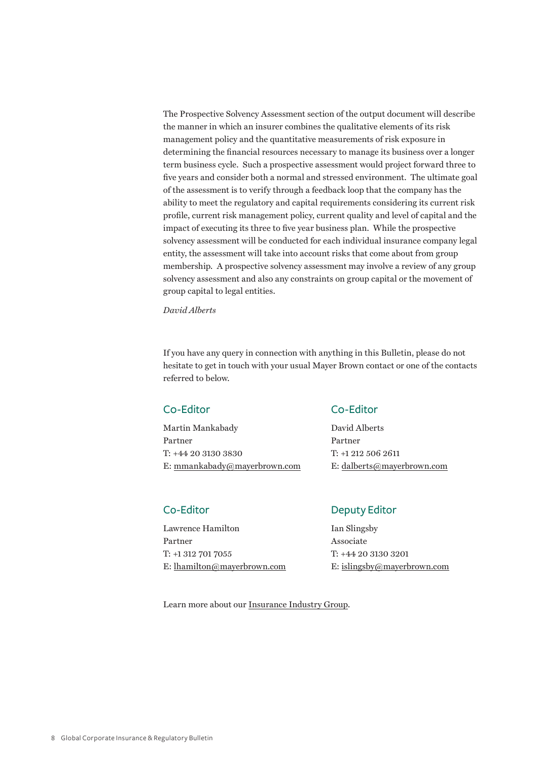The Prospective Solvency Assessment section of the output document will describe the manner in which an insurer combines the qualitative elements of its risk management policy and the quantitative measurements of risk exposure in determining the financial resources necessary to manage its business over a longer term business cycle. Such a prospective assessment would project forward three to five years and consider both a normal and stressed environment. The ultimate goal of the assessment is to verify through a feedback loop that the company has the ability to meet the regulatory and capital requirements considering its current risk profile, current risk management policy, current quality and level of capital and the impact of executing its three to five year business plan. While the prospective solvency assessment will be conducted for each individual insurance company legal entity, the assessment will take into account risks that come about from group membership. A prospective solvency assessment may involve a review of any group solvency assessment and also any constraints on group capital or the movement of group capital to legal entities.

*David Alberts*

If you have any query in connection with anything in this Bulletin, please do not hesitate to get in touch with your usual Mayer Brown contact or one of the contacts referred to below.

### Co-Editor

Martin Mankabady
Partner
T: +44 20 3130 3830
E: mmankabady@mayerbrown.com

### Co-Editor

David Alberts
Partner
T: +1 212 506 2611
E: dalberts@mayerbrown.com

### Co-Editor

Lawrence Hamilton
Partner
T: +1 312 701 7055
E: lhamilton@mayerbrown.com

### Deputy Editor

Ian Slingsby
Associate
T: +44 20 3130 3201
E: islingsby@mayerbrown.com

Learn more about our Insurance Industry Group.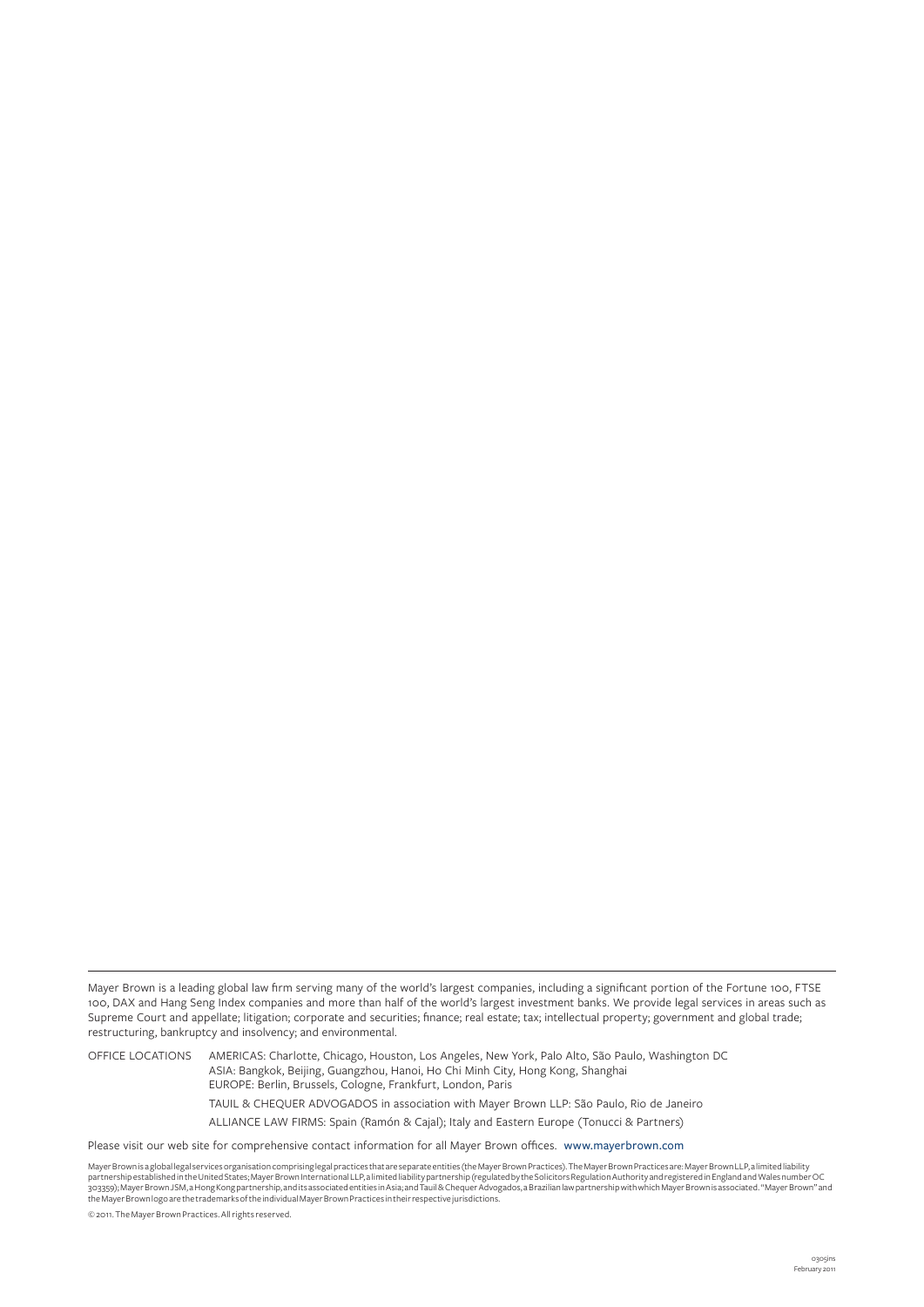Mayer Brown is a leading global law firm serving many of the world's largest companies, including a significant portion of the Fortune 100, FTSE 100, DAX and Hang Seng Index companies and more than half of the world's largest investment banks. We provide legal services in areas such as Supreme Court and appellate; litigation; corporate and securities; finance; real estate; tax; intellectual property; government and global trade; restructuring, bankruptcy and insolvency; and environmental.

OFFICE LOCATIONS

AMERICAS: Charlotte, Chicago, Houston, Los Angeles, New York, Palo Alto, São Paulo, Washington DC

ASIA: Bangkok, Beijing, Guangzhou, Hanoi, Ho Chi Minh City, Hong Kong, Shanghai

EUROPE: Berlin, Brussels, Cologne, Frankfurt, London, Paris

TAUIL & CHEQUER ADVOGADOS in association with Mayer Brown LLP: São Paulo, Rio de Janeiro

ALLIANCE LAW FIRMS: Spain (Ramón & Cajal); Italy and Eastern Europe (Tonucci & Partners)

Please visit our web site for comprehensive contact information for all Mayer Brown offices. www.mayerbrown.com

Mayer Brown is a global legal services organisation comprising legal practices that are separate entities (the Mayer Brown Practices). The Mayer Brown Practices are: Mayer Brown LLP, a limited liability partnership established in the United States; Mayer Brown International LLP, a limited liability partnership (regulated by the Solicitors Regulation Authority and registered in England and Wales number OC 303359); Mayer Brown JSM, a Hong Kong partnership, and its associated entities in Asia; and Tauil & Chequer Advogados, a Brazilian law partnership with which Mayer Brown is associated. "Mayer Brown" and the Mayer Brown logo are the trademarks of the individual Mayer Brown Practices in their respective jurisdictions.

© 2011. The Mayer Brown Practices. All rights reserved.

0305ins
February 2011